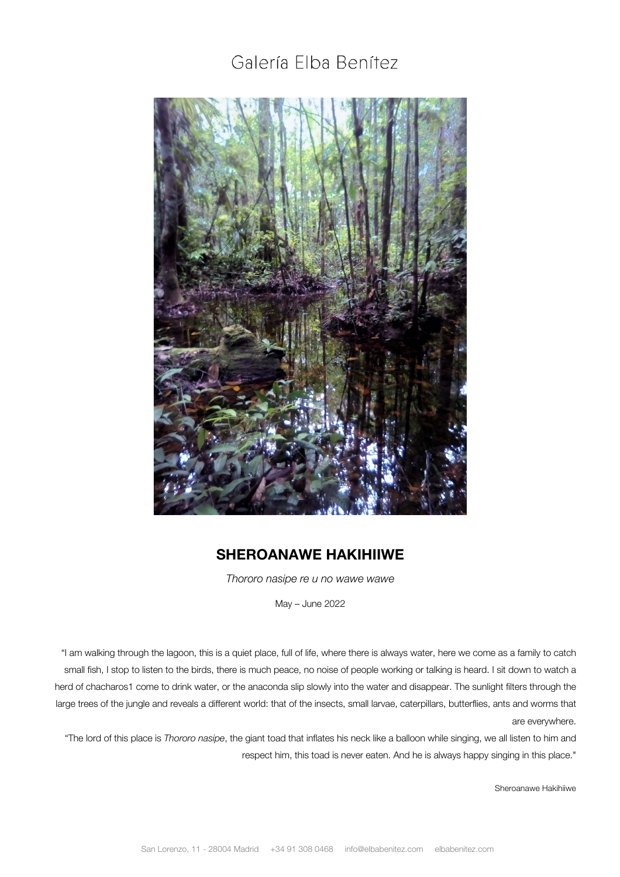Galería Elba Benítez

## SHEROANAWE HAKIHIIWE

*Thororo nasipe re u no wawe wawe*

May – June 2022

"I am walking through the lagoon, this is a quiet place, full of life, where there is always water, here we come as a family to catch small fish, I stop to listen to the birds, there is much peace, no noise of people working or talking is heard. I sit down to watch a herd of chacharos1 come to drink water, or the anaconda slip slowly into the water and disappear. The sunlight filters through the large trees of the jungle and reveals a different world: that of the insects, small larvae, caterpillars, butterflies, ants and worms that are everywhere.

"The lord of this place is *Thororo nasipe*, the giant toad that inflates his neck like a balloon while singing, we all listen to him and respect him, this toad is never eaten. And he is always happy singing in this place."

Sheroanawe Hakihiiwe

San Lorenzo, 11 - 28004 Madrid +34 91 308 0468 info@elbabenitez.com elbabenitez.com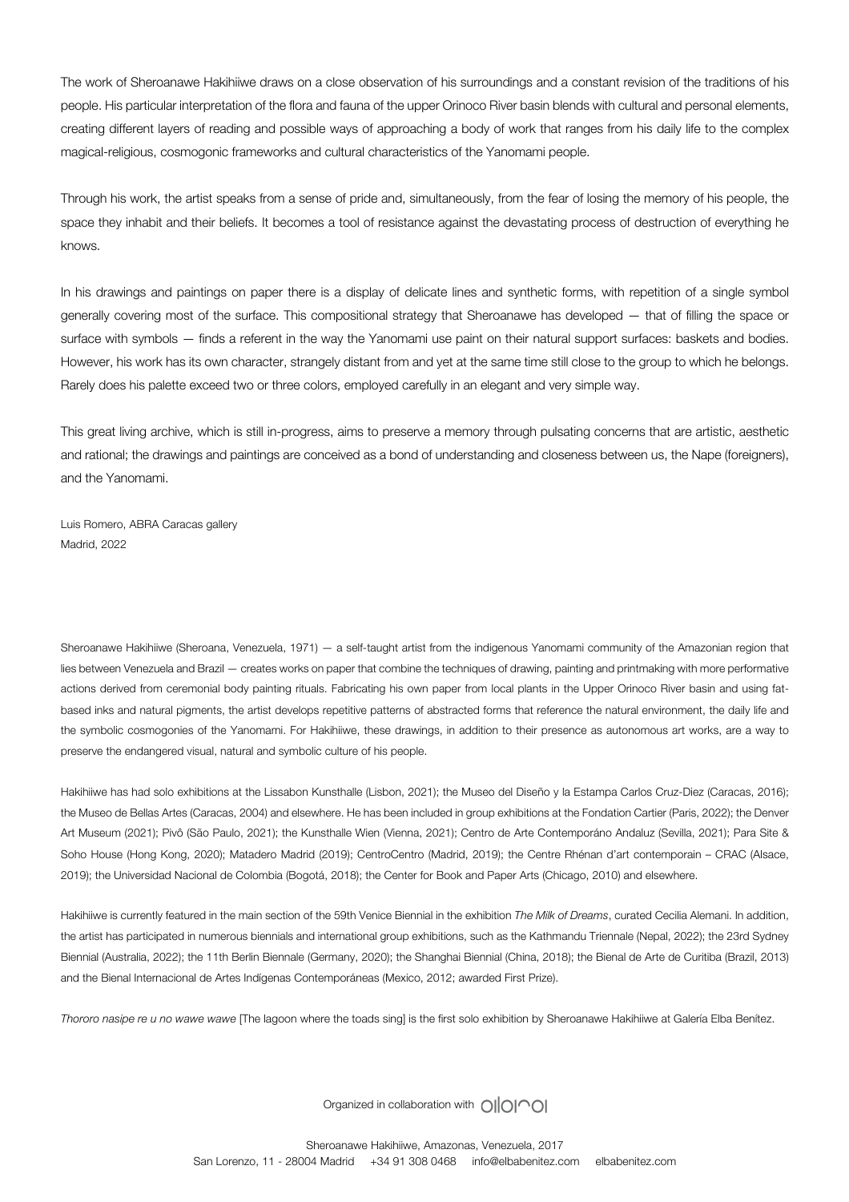The work of Sheroanawe Hakihiiwe draws on a close observation of his surroundings and a constant revision of the traditions of his people. His particular interpretation of the flora and fauna of the upper Orinoco River basin blends with cultural and personal elements, creating different layers of reading and possible ways of approaching a body of work that ranges from his daily life to the complex magical-religious, cosmogonic frameworks and cultural characteristics of the Yanomami people.

Through his work, the artist speaks from a sense of pride and, simultaneously, from the fear of losing the memory of his people, the space they inhabit and their beliefs. It becomes a tool of resistance against the devastating process of destruction of everything he knows.

In his drawings and paintings on paper there is a display of delicate lines and synthetic forms, with repetition of a single symbol generally covering most of the surface. This compositional strategy that Sheroanawe has developed — that of filling the space or surface with symbols — finds a referent in the way the Yanomami use paint on their natural support surfaces: baskets and bodies. However, his work has its own character, strangely distant from and yet at the same time still close to the group to which he belongs. Rarely does his palette exceed two or three colors, employed carefully in an elegant and very simple way.

This great living archive, which is still in-progress, aims to preserve a memory through pulsating concerns that are artistic, aesthetic and rational; the drawings and paintings are conceived as a bond of understanding and closeness between us, the Nape (foreigners), and the Yanomami.

Luis Romero, ABRA Caracas gallery
Madrid, 2022

Sheroanawe Hakihiiwe (Sheroana, Venezuela, 1971) — a self-taught artist from the indigenous Yanomami community of the Amazonian region that lies between Venezuela and Brazil — creates works on paper that combine the techniques of drawing, painting and printmaking with more performative actions derived from ceremonial body painting rituals. Fabricating his own paper from local plants in the Upper Orinoco River basin and using fat-based inks and natural pigments, the artist develops repetitive patterns of abstracted forms that reference the natural environment, the daily life and the symbolic cosmogonies of the Yanomami. For Hakihiiwe, these drawings, in addition to their presence as autonomous art works, are a way to preserve the endangered visual, natural and symbolic culture of his people.

Hakihiiwe has had solo exhibitions at the Lissabon Kunsthalle (Lisbon, 2021); the Museo del Diseño y la Estampa Carlos Cruz-Diez (Caracas, 2016); the Museo de Bellas Artes (Caracas, 2004) and elsewhere. He has been included in group exhibitions at the Fondation Cartier (Paris, 2022); the Denver Art Museum (2021); Pivô (São Paulo, 2021); the Kunsthalle Wien (Vienna, 2021); Centro de Arte Contemporáno Andaluz (Sevilla, 2021); Para Site & Soho House (Hong Kong, 2020); Matadero Madrid (2019); CentroCentro (Madrid, 2019); the Centre Rhénan d'art contemporain – CRAC (Alsace, 2019); the Universidad Nacional de Colombia (Bogotá, 2018); the Center for Book and Paper Arts (Chicago, 2010) and elsewhere.

Hakihiiwe is currently featured in the main section of the 59th Venice Biennial in the exhibition *The Milk of Dreams*, curated Cecilia Alemani. In addition, the artist has participated in numerous biennials and international group exhibitions, such as the Kathmandu Triennale (Nepal, 2022); the 23rd Sydney Biennial (Australia, 2022); the 11th Berlin Biennale (Germany, 2020); the Shanghai Biennial (China, 2018); the Bienal de Arte de Curitiba (Brazil, 2013) and the Bienal Internacional de Artes Indígenas Contemporáneas (Mexico, 2012; awarded First Prize).

*Thororo nasipe re u no wawe wawe* [The lagoon where the toads sing] is the first solo exhibition by Sheroanawe Hakihiiwe at Galería Elba Benítez.

Organized in collaboration with

Sheroanawe Hakihiiwe, Amazonas, Venezuela, 2017

San Lorenzo, 11 - 28004 Madrid +34 91 308 0468 info@elbabenitez.com elbabenitez.com